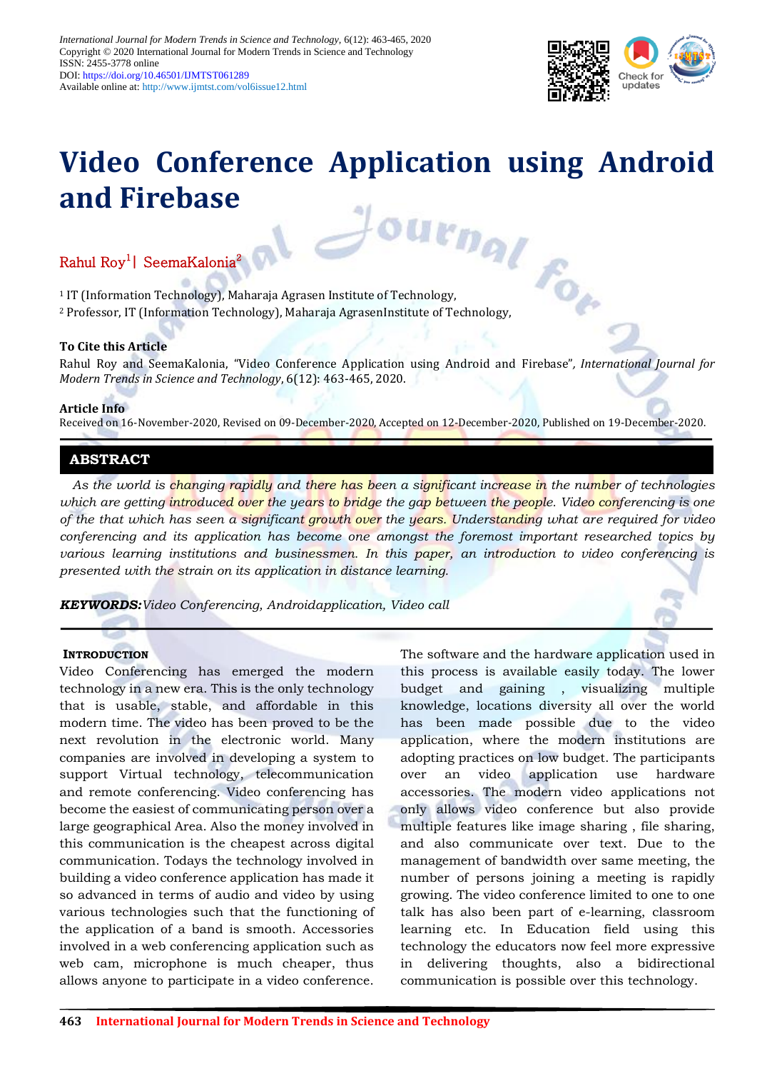International Journal for Modern Trends in Science and Technology, 6(12): 463-465, 2020
Copyright © 2020 International Journal for Modern Trends in Science and Technology
ISSN: 2455-3778 online
DOI: https://doi.org/10.46501/IJMTST061289
Available online at: http://www.ijmtst.com/vol6issue12.html

# Video Conference Application using Android and Firebase

Rahul Roy[1] | SeemaKalonia[2]

[1] IT (Information Technology), Maharaja Agrasen Institute of Technology,
[2] Professor, IT (Information Technology), Maharaja AgrasenInstitute of Technology,

**To Cite this Article**
Rahul Roy and SeemaKalonia, "Video Conference Application using Android and Firebase", *International Journal for Modern Trends in Science and Technology*, 6(12): 463-465, 2020.

**Article Info**
Received on 16-November-2020, Revised on 09-December-2020, Accepted on 12-December-2020, Published on 19-December-2020.

## ABSTRACT

*As the world is changing rapidly and there has been a significant increase in the number of technologies which are getting introduced over the years to bridge the gap between the people. Video conferencing is one of the that which has seen a significant growth over the years. Understanding what are required for video conferencing and its application has become one amongst the foremost important researched topics by various learning institutions and businessmen. In this paper, an introduction to video conferencing is presented with the strain on its application in distance learning.*

***KEYWORDS:*** *Video Conferencing, Androidapplication, Video call*

## Introduction

Video Conferencing has emerged the modern technology in a new era. This is the only technology that is usable, stable, and affordable in this modern time. The video has been proved to be the next revolution in the electronic world. Many companies are involved in developing a system to support Virtual technology, telecommunication and remote conferencing. Video conferencing has become the easiest of communicating person over a large geographical Area. Also the money involved in this communication is the cheapest across digital communication. Todays the technology involved in building a video conference application has made it so advanced in terms of audio and video by using various technologies such that the functioning of the application of a band is smooth. Accessories involved in a web conferencing application such as web cam, microphone is much cheaper, thus allows anyone to participate in a video conference. The software and the hardware application used in this process is available easily today. The lower budget and gaining , visualizing multiple knowledge, locations diversity all over the world has been made possible due to the video application, where the modern institutions are adopting practices on low budget. The participants over an video application use hardware accessories. The modern video applications not only allows video conference but also provide multiple features like image sharing , file sharing, and also communicate over text. Due to the management of bandwidth over same meeting, the number of persons joining a meeting is rapidly growing. The video conference limited to one to one talk has also been part of e-learning, classroom learning etc. In Education field using this technology the educators now feel more expressive in delivering thoughts, also a bidirectional communication is possible over this technology.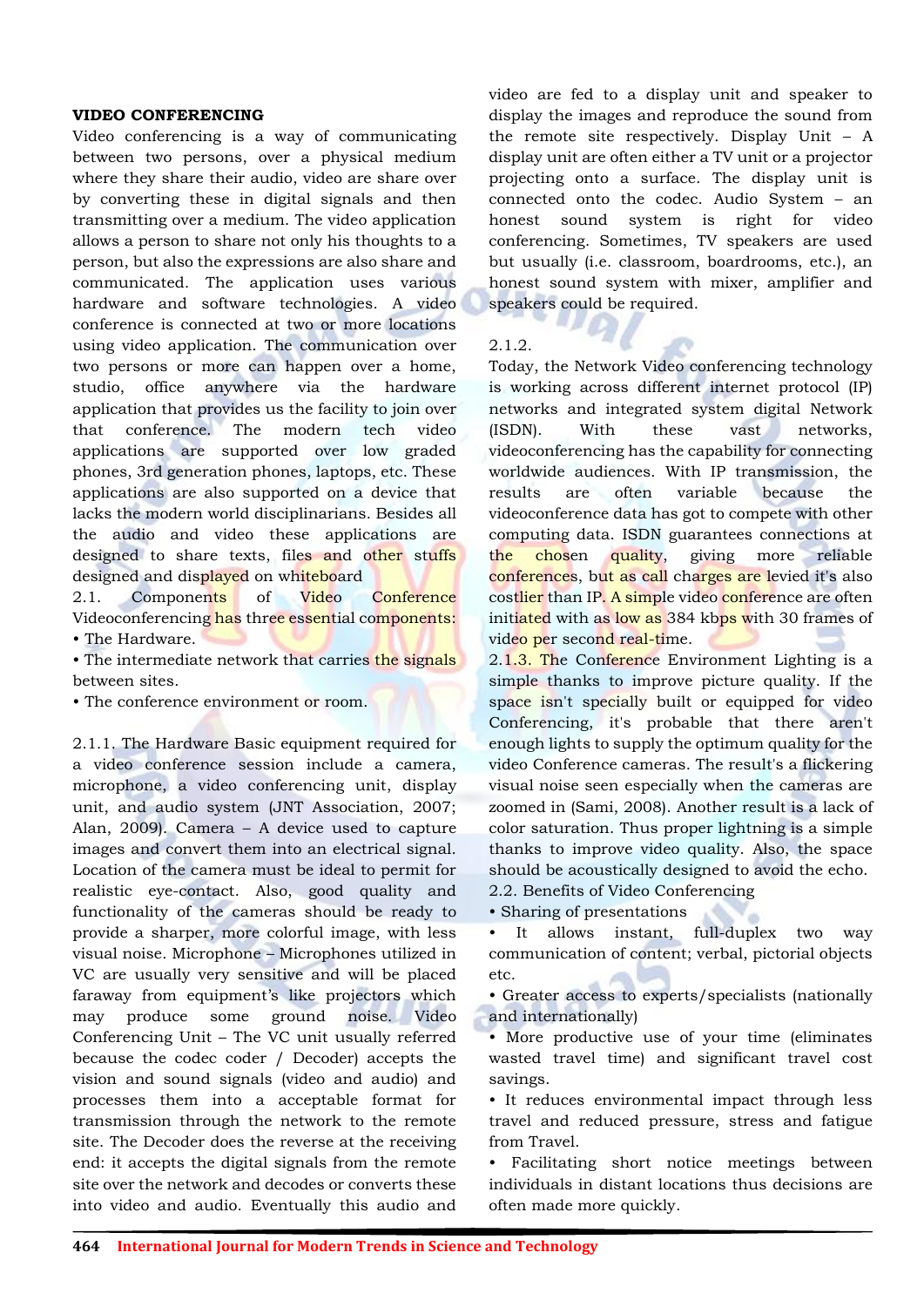## VIDEO CONFERENCING

Video conferencing is a way of communicating between two persons, over a physical medium where they share their audio, video are share over by converting these in digital signals and then transmitting over a medium. The video application allows a person to share not only his thoughts to a person, but also the expressions are also share and communicated. The application uses various hardware and software technologies. A video conference is connected at two or more locations using video application. The communication over two persons or more can happen over a home, studio, office anywhere via the hardware application that provides us the facility to join over that conference. The modern tech video applications are supported over low graded phones, 3rd generation phones, laptops, etc. These applications are also supported on a device that lacks the modern world disciplinarians. Besides all the audio and video these applications are designed to share texts, files and other stuffs designed and displayed on whiteboard

### 2.1. Components of Video Conference

Videoconferencing has three essential components:

- The Hardware.
- The intermediate network that carries the signals between sites.
- The conference environment or room.

2.1.1. The Hardware Basic equipment required for a video conference session include a camera, microphone, a video conferencing unit, display unit, and audio system (JNT Association, 2007; Alan, 2009). Camera – A device used to capture images and convert them into an electrical signal. Location of the camera must be ideal to permit for realistic eye-contact. Also, good quality and functionality of the cameras should be ready to provide a sharper, more colorful image, with less visual noise. Microphone – Microphones utilized in VC are usually very sensitive and will be placed faraway from equipment's like projectors which may produce some ground noise. Video Conferencing Unit – The VC unit usually referred because the codec coder / Decoder) accepts the vision and sound signals (video and audio) and processes them into a acceptable format for transmission through the network to the remote site. The Decoder does the reverse at the receiving end: it accepts the digital signals from the remote site over the network and decodes or converts these into video and audio. Eventually this audio and video are fed to a display unit and speaker to display the images and reproduce the sound from the remote site respectively. Display Unit – A display unit are often either a TV unit or a projector projecting onto a surface. The display unit is connected onto the codec. Audio System – an honest sound system is right for video conferencing. Sometimes, TV speakers are used but usually (i.e. classroom, boardrooms, etc.), an honest sound system with mixer, amplifier and speakers could be required.

2.1.2.

Today, the Network Video conferencing technology is working across different internet protocol (IP) networks and integrated system digital Network (ISDN). With these vast networks, videoconferencing has the capability for connecting worldwide audiences. With IP transmission, the results are often variable because the videoconference data has got to compete with other computing data. ISDN guarantees connections at the chosen quality, giving more reliable conferences, but as call charges are levied it's also costlier than IP. A simple video conference are often initiated with as low as 384 kbps with 30 frames of video per second real-time.

2.1.3. The Conference Environment Lighting is a simple thanks to improve picture quality. If the space isn't specially built or equipped for video Conferencing, it's probable that there aren't enough lights to supply the optimum quality for the video Conference cameras. The result's a flickering visual noise seen especially when the cameras are zoomed in (Sami, 2008). Another result is a lack of color saturation. Thus proper lightning is a simple thanks to improve video quality. Also, the space should be acoustically designed to avoid the echo.

### 2.2. Benefits of Video Conferencing

- Sharing of presentations
- It allows instant, full-duplex two way communication of content; verbal, pictorial objects etc.
- Greater access to experts/specialists (nationally and internationally)
- More productive use of your time (eliminates wasted travel time) and significant travel cost savings.
- It reduces environmental impact through less travel and reduced pressure, stress and fatigue from Travel.
- Facilitating short notice meetings between individuals in distant locations thus decisions are often made more quickly.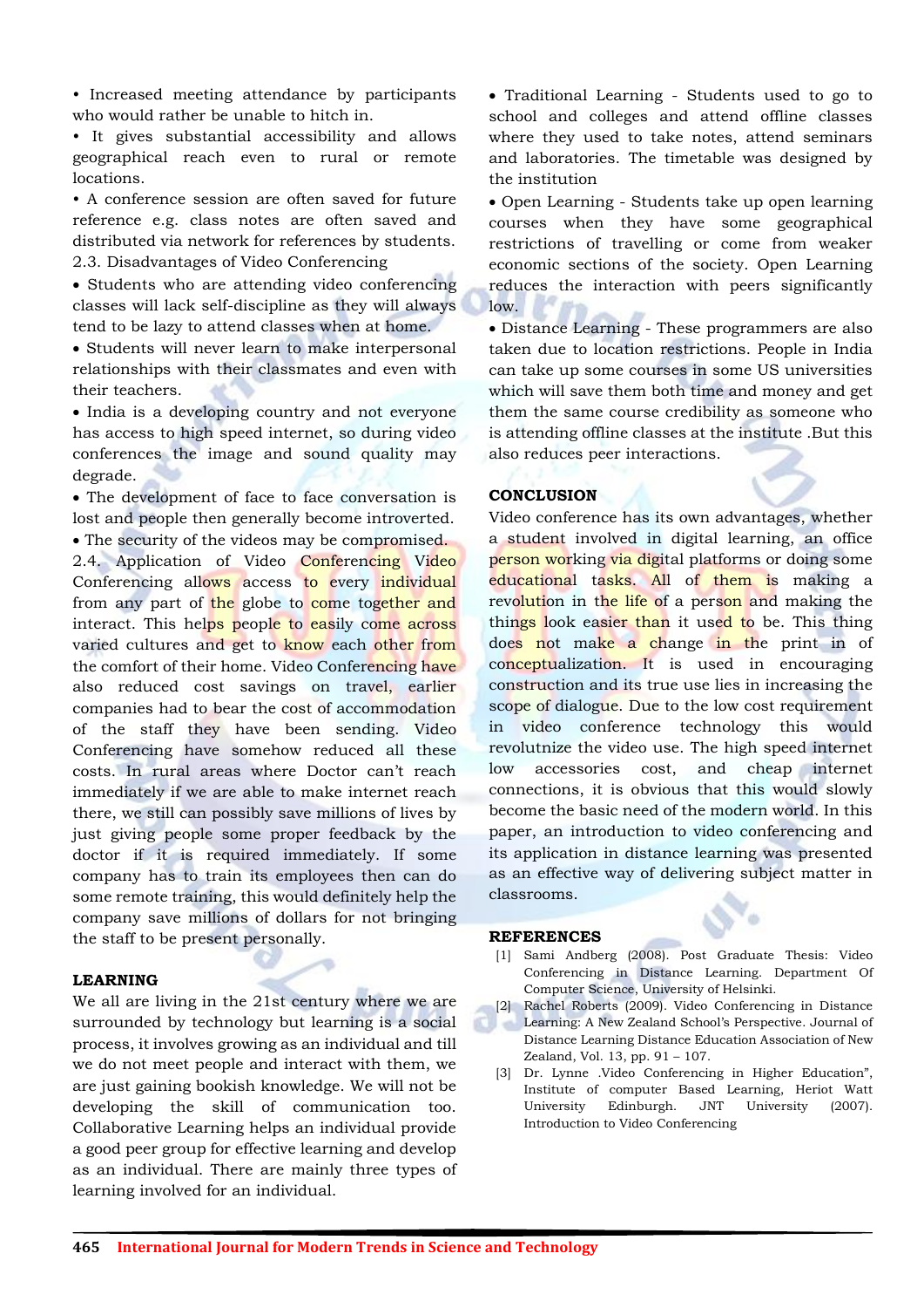• Increased meeting attendance by participants who would rather be unable to hitch in.

• It gives substantial accessibility and allows geographical reach even to rural or remote locations.

• A conference session are often saved for future reference e.g. class notes are often saved and distributed via network for references by students.

### 2.3. Disadvantages of Video Conferencing

• Students who are attending video conferencing classes will lack self-discipline as they will always tend to be lazy to attend classes when at home.

• Students will never learn to make interpersonal relationships with their classmates and even with their teachers.

• India is a developing country and not everyone has access to high speed internet, so during video conferences the image and sound quality may degrade.

• The development of face to face conversation is lost and people then generally become introverted.

• The security of the videos may be compromised.

### 2.4. Application of Video Conferencing

Video Conferencing allows access to every individual from any part of the globe to come together and interact. This helps people to easily come across varied cultures and get to know each other from the comfort of their home. Video Conferencing have also reduced cost savings on travel, earlier companies had to bear the cost of accommodation of the staff they have been sending. Video Conferencing have somehow reduced all these costs. In rural areas where Doctor can't reach immediately if we are able to make internet reach there, we still can possibly save millions of lives by just giving people some proper feedback by the doctor if it is required immediately. If some company has to train its employees then can do some remote training, this would definitely help the company save millions of dollars for not bringing the staff to be present personally.

## LEARNING

We all are living in the 21st century where we are surrounded by technology but learning is a social process, it involves growing as an individual and till we do not meet people and interact with them, we are just gaining bookish knowledge. We will not be developing the skill of communication too. Collaborative Learning helps an individual provide a good peer group for effective learning and develop as an individual. There are mainly three types of learning involved for an individual.

• Traditional Learning - Students used to go to school and colleges and attend offline classes where they used to take notes, attend seminars and laboratories. The timetable was designed by the institution

• Open Learning - Students take up open learning courses when they have some geographical restrictions of travelling or come from weaker economic sections of the society. Open Learning reduces the interaction with peers significantly low.

• Distance Learning - These programmers are also taken due to location restrictions. People in India can take up some courses in some US universities which will save them both time and money and get them the same course credibility as someone who is attending offline classes at the institute .But this also reduces peer interactions.

## CONCLUSION

Video conference has its own advantages, whether a student involved in digital learning, an office person working via digital platforms or doing some educational tasks. All of them is making a revolution in the life of a person and making the things look easier than it used to be. This thing does not make a change in the print in of conceptualization. It is used in encouraging construction and its true use lies in increasing the scope of dialogue. Due to the low cost requirement in video conference technology this would revolutnize the video use. The high speed internet low accessories cost, and cheap internet connections, it is obvious that this would slowly become the basic need of the modern world. In this paper, an introduction to video conferencing and its application in distance learning was presented as an effective way of delivering subject matter in classrooms.

## REFERENCES

[1] Sami Andberg (2008). Post Graduate Thesis: Video Conferencing in Distance Learning. Department Of Computer Science, University of Helsinki.

[2] Rachel Roberts (2009). Video Conferencing in Distance Learning: A New Zealand School's Perspective. Journal of Distance Learning Distance Education Association of New Zealand, Vol. 13, pp. 91 – 107.

[3] Dr. Lynne .Video Conferencing in Higher Education", Institute of computer Based Learning, Heriot Watt University Edinburgh. JNT University (2007). Introduction to Video Conferencing